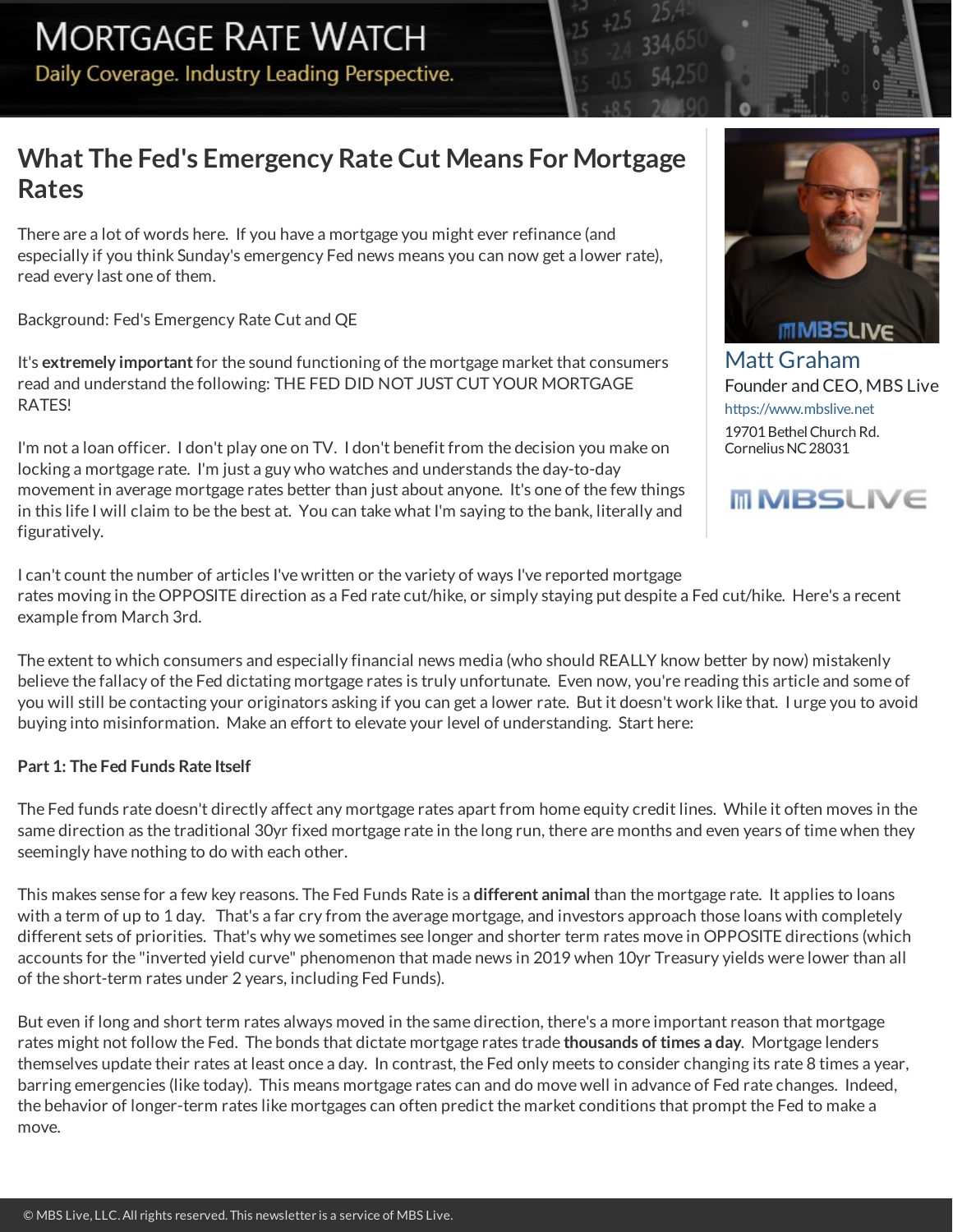# What The Fed's Emergency Rate Cut Means For Mortgage Rates

Matt Graham
Founder and CEO, MBS Live
https://www.mbslive.net
19701 Bethel Church Rd.
Cornelius NC 28031

There are a lot of words here. If you have a mortgage you might ever refinance (and especially if you think Sunday's emergency Fed news means you can now get a lower rate), read every last one of them.

Background: Fed's Emergency Rate Cut and QE

It's **extremely important** for the sound functioning of the mortgage market that consumers read and understand the following: THE FED DID NOT JUST CUT YOUR MORTGAGE RATES!

I'm not a loan officer. I don't play one on TV. I don't benefit from the decision you make on locking a mortgage rate. I'm just a guy who watches and understands the day-to-day movement in average mortgage rates better than just about anyone. It's one of the few things in this life I will claim to be the best at. You can take what I'm saying to the bank, literally and figuratively.

I can't count the number of articles I've written or the variety of ways I've reported mortgage rates moving in the OPPOSITE direction as a Fed rate cut/hike, or simply staying put despite a Fed cut/hike. Here's a recent example from March 3rd.

The extent to which consumers and especially financial news media (who should REALLY know better by now) mistakenly believe the fallacy of the Fed dictating mortgage rates is truly unfortunate. Even now, you're reading this article and some of you will still be contacting your originators asking if you can get a lower rate. But it doesn't work like that. I urge you to avoid buying into misinformation. Make an effort to elevate your level of understanding. Start here:

**Part 1: The Fed Funds Rate Itself**

The Fed funds rate doesn't directly affect any mortgage rates apart from home equity credit lines. While it often moves in the same direction as the traditional 30yr fixed mortgage rate in the long run, there are months and even years of time when they seemingly have nothing to do with each other.

This makes sense for a few key reasons. The Fed Funds Rate is a **different animal** than the mortgage rate. It applies to loans with a term of up to 1 day. That's a far cry from the average mortgage, and investors approach those loans with completely different sets of priorities. That's why we sometimes see longer and shorter term rates move in OPPOSITE directions (which accounts for the "inverted yield curve" phenomenon that made news in 2019 when 10yr Treasury yields were lower than all of the short-term rates under 2 years, including Fed Funds).

But even if long and short term rates always moved in the same direction, there's a more important reason that mortgage rates might not follow the Fed. The bonds that dictate mortgage rates trade **thousands of times a day**. Mortgage lenders themselves update their rates at least once a day. In contrast, the Fed only meets to consider changing its rate 8 times a year, barring emergencies (like today). This means mortgage rates can and do move well in advance of Fed rate changes. Indeed, the behavior of longer-term rates like mortgages can often predict the market conditions that prompt the Fed to make a move.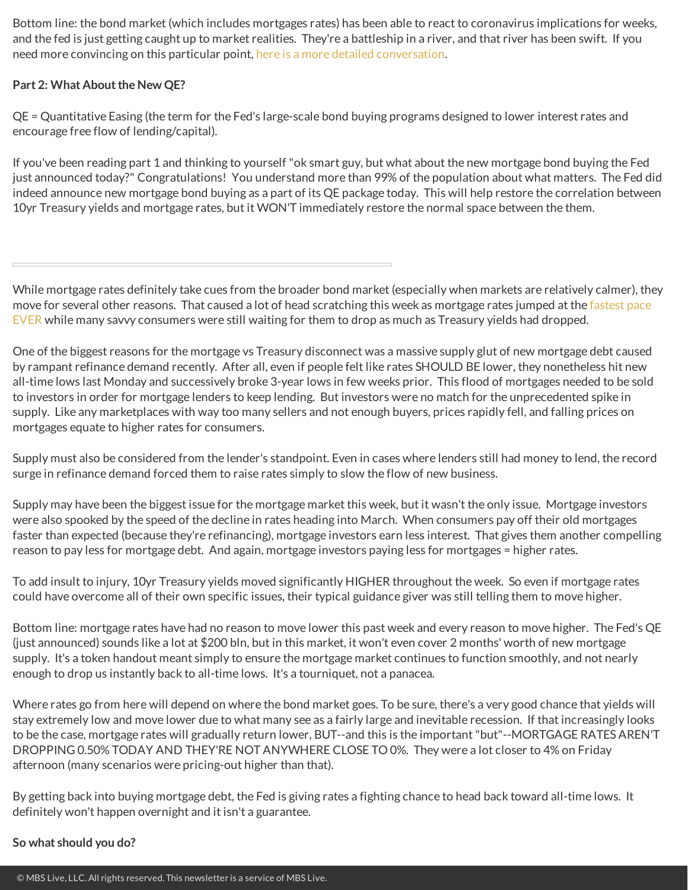Bottom line: the bond market (which includes mortgages rates) has been able to react to coronavirus implications for weeks, and the fed is just getting caught up to market realities. They're a battleship in a river, and that river has been swift. If you need more convincing on this particular point, here is a more detailed conversation.

**Part 2: What About the New QE?**

QE = Quantitative Easing (the term for the Fed's large-scale bond buying programs designed to lower interest rates and encourage free flow of lending/capital).

If you've been reading part 1 and thinking to yourself "ok smart guy, but what about the new mortgage bond buying the Fed just announced today?" Congratulations! You understand more than 99% of the population about what matters. The Fed did indeed announce new mortgage bond buying as a part of its QE package today. This will help restore the correlation between 10yr Treasury yields and mortgage rates, but it WON'T immediately restore the normal space between the them.

---

While mortgage rates definitely take cues from the broader bond market (especially when markets are relatively calmer), they move for several other reasons. That caused a lot of head scratching this week as mortgage rates jumped at the fastest pace EVER while many savvy consumers were still waiting for them to drop as much as Treasury yields had dropped.

One of the biggest reasons for the mortgage vs Treasury disconnect was a massive supply glut of new mortgage debt caused by rampant refinance demand recently. After all, even if people felt like rates SHOULD BE lower, they nonetheless hit new all-time lows last Monday and successively broke 3-year lows in few weeks prior. This flood of mortgages needed to be sold to investors in order for mortgage lenders to keep lending. But investors were no match for the unprecedented spike in supply. Like any marketplaces with way too many sellers and not enough buyers, prices rapidly fell, and falling prices on mortgages equate to higher rates for consumers.

Supply must also be considered from the lender's standpoint. Even in cases where lenders still had money to lend, the record surge in refinance demand forced them to raise rates simply to slow the flow of new business.

Supply may have been the biggest issue for the mortgage market this week, but it wasn't the only issue. Mortgage investors were also spooked by the speed of the decline in rates heading into March. When consumers pay off their old mortgages faster than expected (because they're refinancing), mortgage investors earn less interest. That gives them another compelling reason to pay less for mortgage debt. And again, mortgage investors paying less for mortgages = higher rates.

To add insult to injury, 10yr Treasury yields moved significantly HIGHER throughout the week. So even if mortgage rates could have overcome all of their own specific issues, their typical guidance giver was still telling them to move higher.

Bottom line: mortgage rates have had no reason to move lower this past week and every reason to move higher. The Fed's QE (just announced) sounds like a lot at $200 bln, but in this market, it won't even cover 2 months' worth of new mortgage supply. It's a token handout meant simply to ensure the mortgage market continues to function smoothly, and not nearly enough to drop us instantly back to all-time lows. It's a tourniquet, not a panacea.

Where rates go from here will depend on where the bond market goes. To be sure, there's a very good chance that yields will stay extremely low and move lower due to what many see as a fairly large and inevitable recession. If that increasingly looks to be the case, mortgage rates will gradually return lower, BUT--and this is the important "but"--MORTGAGE RATES AREN'T DROPPING 0.50% TODAY AND THEY'RE NOT ANYWHERE CLOSE TO 0%. They were a lot closer to 4% on Friday afternoon (many scenarios were pricing-out higher than that).

By getting back into buying mortgage debt, the Fed is giving rates a fighting chance to head back toward all-time lows. It definitely won't happen overnight and it isn't a guarantee.

**So what should you do?**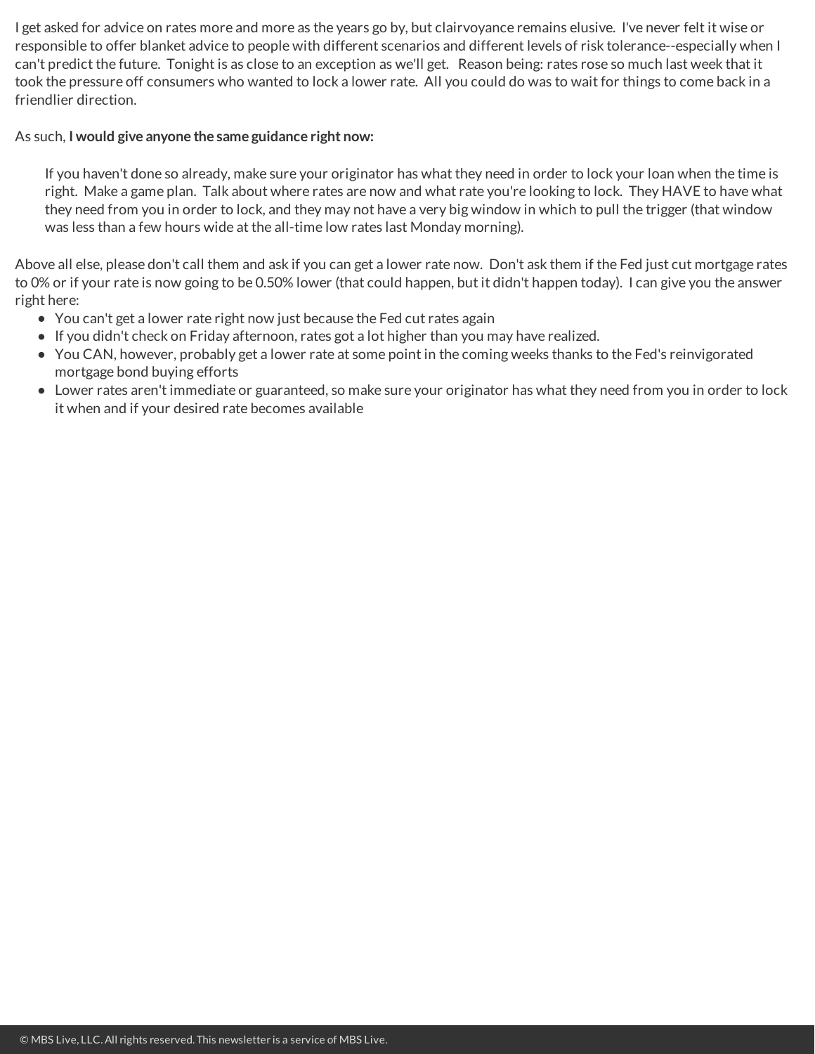I get asked for advice on rates more and more as the years go by, but clairvoyance remains elusive. I've never felt it wise or responsible to offer blanket advice to people with different scenarios and different levels of risk tolerance--especially when I can't predict the future. Tonight is as close to an exception as we'll get. Reason being: rates rose so much last week that it took the pressure off consumers who wanted to lock a lower rate. All you could do was to wait for things to come back in a friendlier direction.

As such, **I would give anyone the same guidance right now:**

> If you haven't done so already, make sure your originator has what they need in order to lock your loan when the time is right. Make a game plan. Talk about where rates are now and what rate you're looking to lock. They HAVE to have what they need from you in order to lock, and they may not have a very big window in which to pull the trigger (that window was less than a few hours wide at the all-time low rates last Monday morning).

Above all else, please don't call them and ask if you can get a lower rate now. Don't ask them if the Fed just cut mortgage rates to 0% or if your rate is now going to be 0.50% lower (that could happen, but it didn't happen today). I can give you the answer right here:

- You can't get a lower rate right now just because the Fed cut rates again
- If you didn't check on Friday afternoon, rates got a lot higher than you may have realized.
- You CAN, however, probably get a lower rate at some point in the coming weeks thanks to the Fed's reinvigorated mortgage bond buying efforts
- Lower rates aren't immediate or guaranteed, so make sure your originator has what they need from you in order to lock it when and if your desired rate becomes available